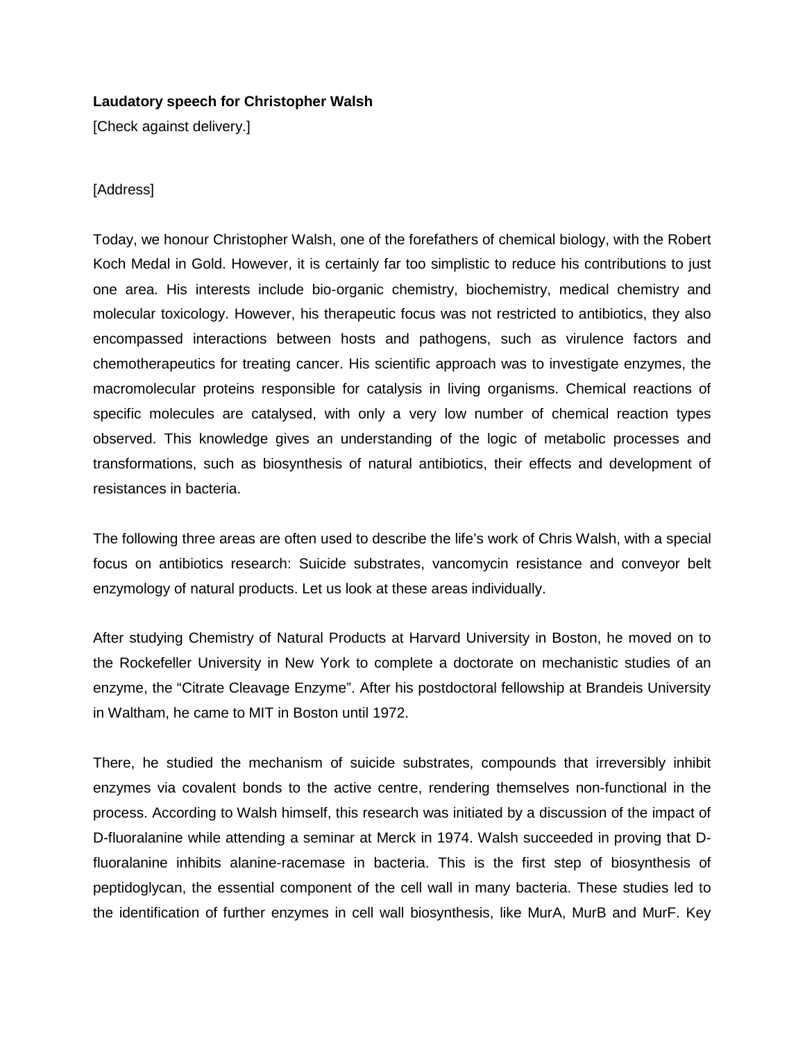**Laudatory speech for Christopher Walsh**

[Check against delivery.]

[Address]

Today, we honour Christopher Walsh, one of the forefathers of chemical biology, with the Robert Koch Medal in Gold. However, it is certainly far too simplistic to reduce his contributions to just one area. His interests include bio-organic chemistry, biochemistry, medical chemistry and molecular toxicology. However, his therapeutic focus was not restricted to antibiotics, they also encompassed interactions between hosts and pathogens, such as virulence factors and chemotherapeutics for treating cancer. His scientific approach was to investigate enzymes, the macromolecular proteins responsible for catalysis in living organisms. Chemical reactions of specific molecules are catalysed, with only a very low number of chemical reaction types observed. This knowledge gives an understanding of the logic of metabolic processes and transformations, such as biosynthesis of natural antibiotics, their effects and development of resistances in bacteria.

The following three areas are often used to describe the life's work of Chris Walsh, with a special focus on antibiotics research: Suicide substrates, vancomycin resistance and conveyor belt enzymology of natural products. Let us look at these areas individually.

After studying Chemistry of Natural Products at Harvard University in Boston, he moved on to the Rockefeller University in New York to complete a doctorate on mechanistic studies of an enzyme, the "Citrate Cleavage Enzyme". After his postdoctoral fellowship at Brandeis University in Waltham, he came to MIT in Boston until 1972.

There, he studied the mechanism of suicide substrates, compounds that irreversibly inhibit enzymes via covalent bonds to the active centre, rendering themselves non-functional in the process. According to Walsh himself, this research was initiated by a discussion of the impact of D-fluoralanine while attending a seminar at Merck in 1974. Walsh succeeded in proving that D-fluoralanine inhibits alanine-racemase in bacteria. This is the first step of biosynthesis of peptidoglycan, the essential component of the cell wall in many bacteria. These studies led to the identification of further enzymes in cell wall biosynthesis, like MurA, MurB and MurF. Key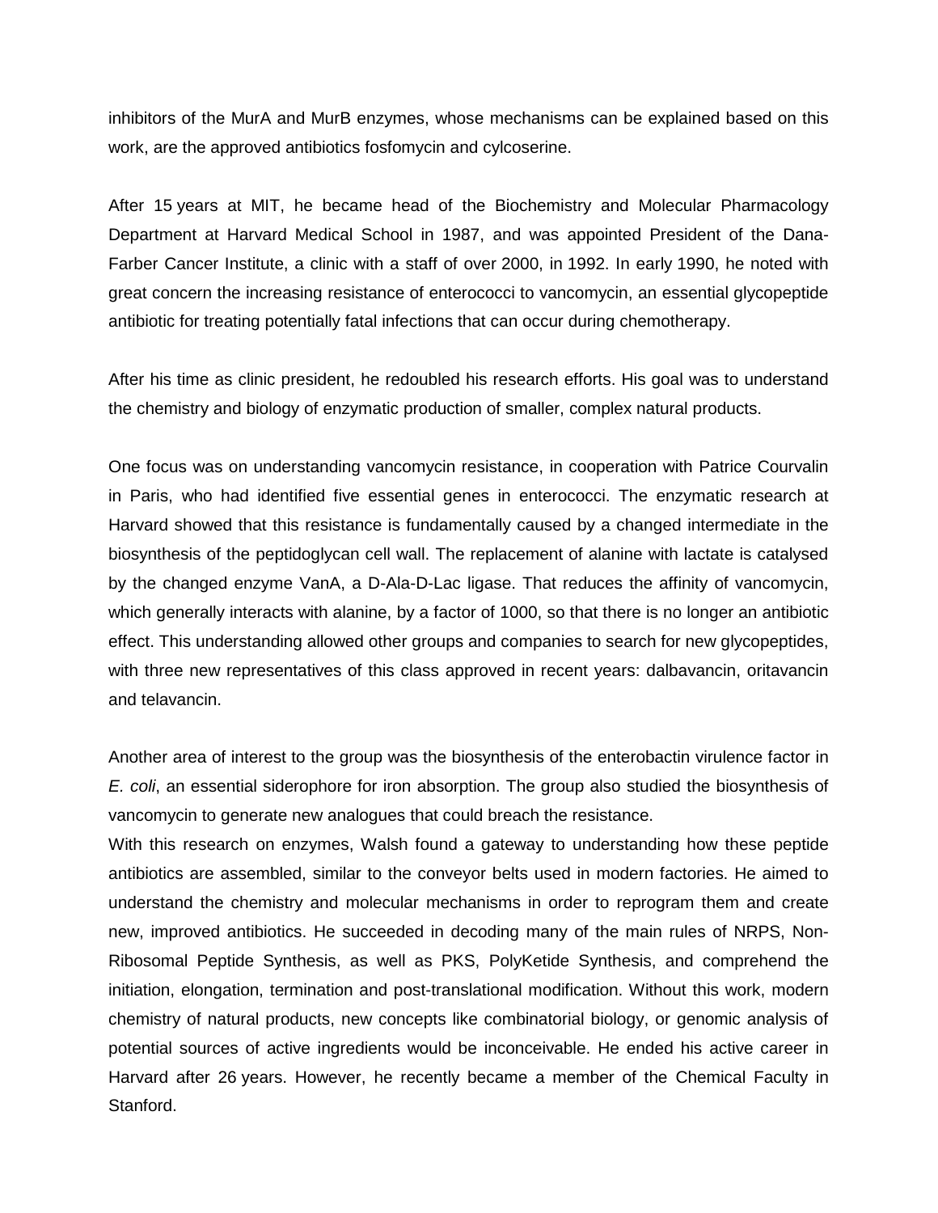inhibitors of the MurA and MurB enzymes, whose mechanisms can be explained based on this work, are the approved antibiotics fosfomycin and cylcoserine.

After 15 years at MIT, he became head of the Biochemistry and Molecular Pharmacology Department at Harvard Medical School in 1987, and was appointed President of the Dana-Farber Cancer Institute, a clinic with a staff of over 2000, in 1992. In early 1990, he noted with great concern the increasing resistance of enterococci to vancomycin, an essential glycopeptide antibiotic for treating potentially fatal infections that can occur during chemotherapy.

After his time as clinic president, he redoubled his research efforts. His goal was to understand the chemistry and biology of enzymatic production of smaller, complex natural products.

One focus was on understanding vancomycin resistance, in cooperation with Patrice Courvalin in Paris, who had identified five essential genes in enterococci. The enzymatic research at Harvard showed that this resistance is fundamentally caused by a changed intermediate in the biosynthesis of the peptidoglycan cell wall. The replacement of alanine with lactate is catalysed by the changed enzyme VanA, a D-Ala-D-Lac ligase. That reduces the affinity of vancomycin, which generally interacts with alanine, by a factor of 1000, so that there is no longer an antibiotic effect. This understanding allowed other groups and companies to search for new glycopeptides, with three new representatives of this class approved in recent years: dalbavancin, oritavancin and telavancin.

Another area of interest to the group was the biosynthesis of the enterobactin virulence factor in *E. coli*, an essential siderophore for iron absorption. The group also studied the biosynthesis of vancomycin to generate new analogues that could breach the resistance.

With this research on enzymes, Walsh found a gateway to understanding how these peptide antibiotics are assembled, similar to the conveyor belts used in modern factories. He aimed to understand the chemistry and molecular mechanisms in order to reprogram them and create new, improved antibiotics. He succeeded in decoding many of the main rules of NRPS, Non-Ribosomal Peptide Synthesis, as well as PKS, PolyKetide Synthesis, and comprehend the initiation, elongation, termination and post-translational modification. Without this work, modern chemistry of natural products, new concepts like combinatorial biology, or genomic analysis of potential sources of active ingredients would be inconceivable. He ended his active career in Harvard after 26 years. However, he recently became a member of the Chemical Faculty in Stanford.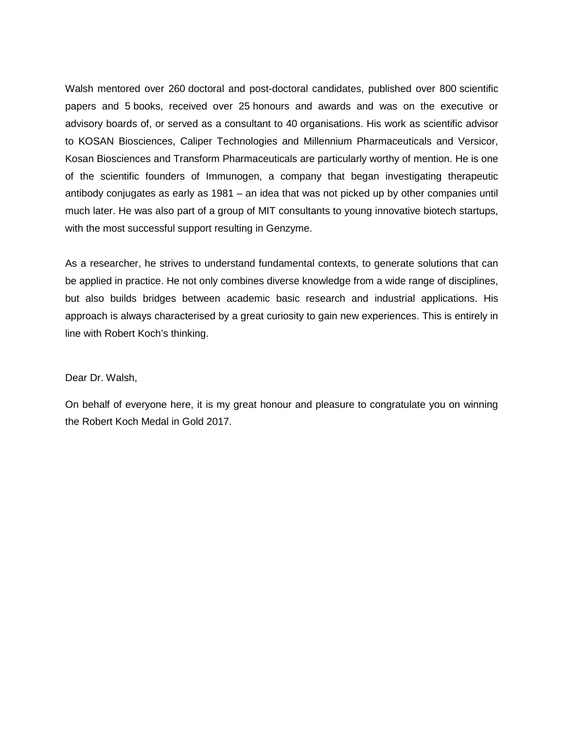Walsh mentored over 260 doctoral and post-doctoral candidates, published over 800 scientific papers and 5 books, received over 25 honours and awards and was on the executive or advisory boards of, or served as a consultant to 40 organisations. His work as scientific advisor to KOSAN Biosciences, Caliper Technologies and Millennium Pharmaceuticals and Versicor, Kosan Biosciences and Transform Pharmaceuticals are particularly worthy of mention. He is one of the scientific founders of Immunogen, a company that began investigating therapeutic antibody conjugates as early as 1981 – an idea that was not picked up by other companies until much later. He was also part of a group of MIT consultants to young innovative biotech startups, with the most successful support resulting in Genzyme.

As a researcher, he strives to understand fundamental contexts, to generate solutions that can be applied in practice. He not only combines diverse knowledge from a wide range of disciplines, but also builds bridges between academic basic research and industrial applications. His approach is always characterised by a great curiosity to gain new experiences. This is entirely in line with Robert Koch's thinking.

Dear Dr. Walsh,

On behalf of everyone here, it is my great honour and pleasure to congratulate you on winning the Robert Koch Medal in Gold 2017.